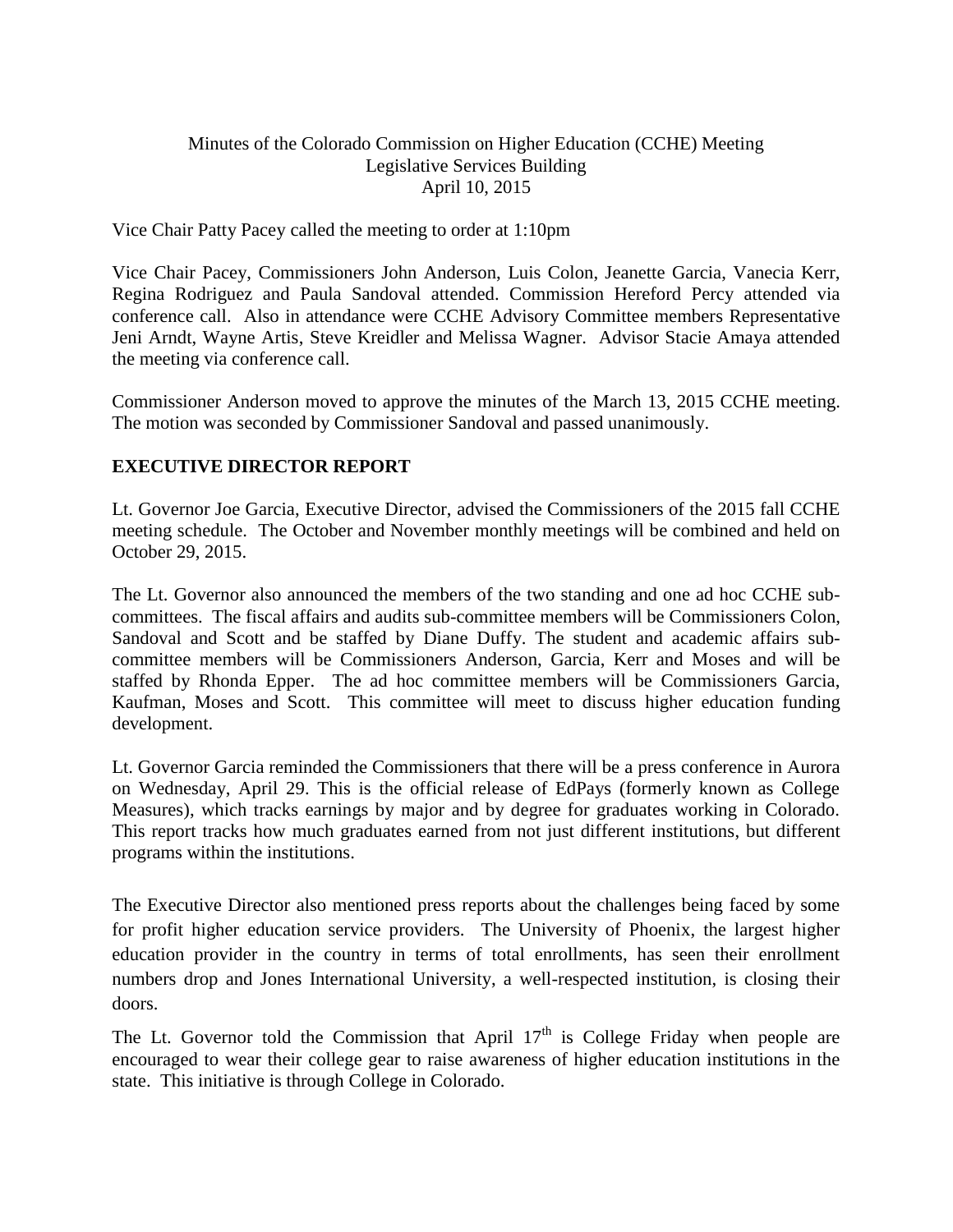Minutes of the Colorado Commission on Higher Education (CCHE) Meeting
Legislative Services Building
April 10, 2015

Vice Chair Patty Pacey called the meeting to order at 1:10pm

Vice Chair Pacey, Commissioners John Anderson, Luis Colon, Jeanette Garcia, Vanecia Kerr, Regina Rodriguez and Paula Sandoval attended. Commission Hereford Percy attended via conference call. Also in attendance were CCHE Advisory Committee members Representative Jeni Arndt, Wayne Artis, Steve Kreidler and Melissa Wagner. Advisor Stacie Amaya attended the meeting via conference call.

Commissioner Anderson moved to approve the minutes of the March 13, 2015 CCHE meeting. The motion was seconded by Commissioner Sandoval and passed unanimously.

## EXECUTIVE DIRECTOR REPORT

Lt. Governor Joe Garcia, Executive Director, advised the Commissioners of the 2015 fall CCHE meeting schedule. The October and November monthly meetings will be combined and held on October 29, 2015.

The Lt. Governor also announced the members of the two standing and one ad hoc CCHE sub-committees. The fiscal affairs and audits sub-committee members will be Commissioners Colon, Sandoval and Scott and be staffed by Diane Duffy. The student and academic affairs sub-committee members will be Commissioners Anderson, Garcia, Kerr and Moses and will be staffed by Rhonda Epper. The ad hoc committee members will be Commissioners Garcia, Kaufman, Moses and Scott. This committee will meet to discuss higher education funding development.

Lt. Governor Garcia reminded the Commissioners that there will be a press conference in Aurora on Wednesday, April 29. This is the official release of EdPays (formerly known as College Measures), which tracks earnings by major and by degree for graduates working in Colorado. This report tracks how much graduates earned from not just different institutions, but different programs within the institutions.

The Executive Director also mentioned press reports about the challenges being faced by some for profit higher education service providers. The University of Phoenix, the largest higher education provider in the country in terms of total enrollments, has seen their enrollment numbers drop and Jones International University, a well-respected institution, is closing their doors.

The Lt. Governor told the Commission that April 17th is College Friday when people are encouraged to wear their college gear to raise awareness of higher education institutions in the state. This initiative is through College in Colorado.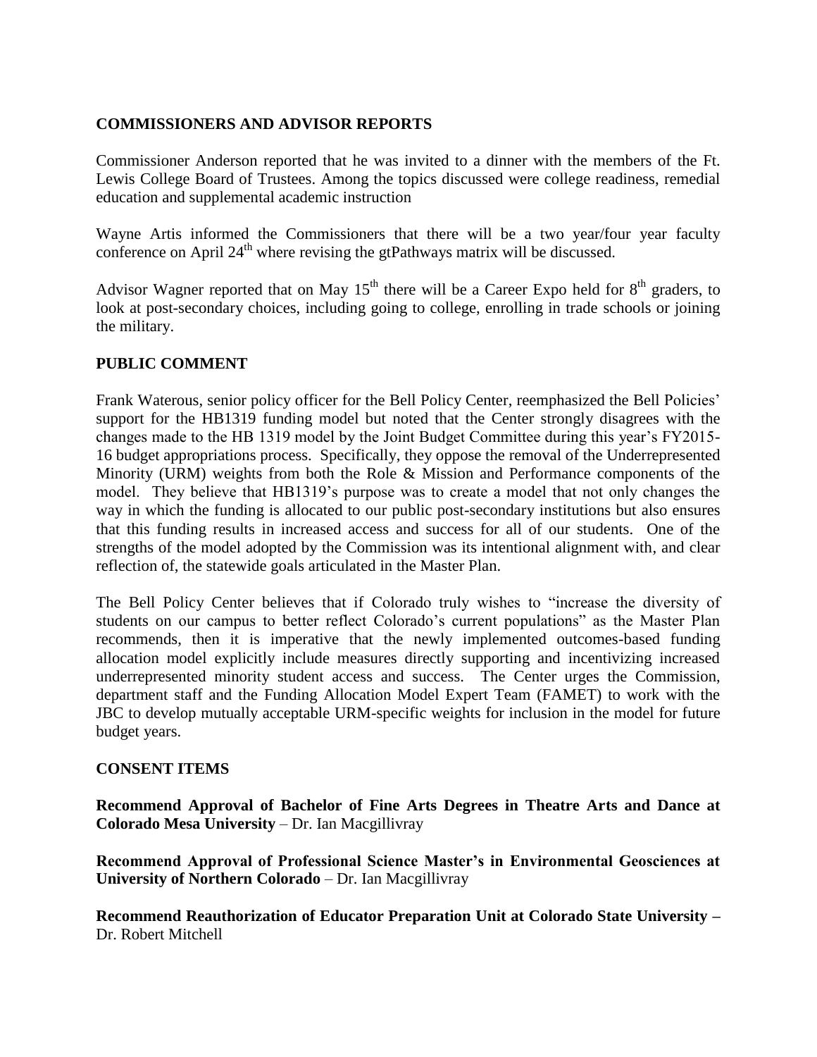## COMMISSIONERS AND ADVISOR REPORTS

Commissioner Anderson reported that he was invited to a dinner with the members of the Ft. Lewis College Board of Trustees. Among the topics discussed were college readiness, remedial education and supplemental academic instruction

Wayne Artis informed the Commissioners that there will be a two year/four year faculty conference on April 24th where revising the gtPathways matrix will be discussed.

Advisor Wagner reported that on May 15th there will be a Career Expo held for 8th graders, to look at post-secondary choices, including going to college, enrolling in trade schools or joining the military.

## PUBLIC COMMENT

Frank Waterous, senior policy officer for the Bell Policy Center, reemphasized the Bell Policies' support for the HB1319 funding model but noted that the Center strongly disagrees with the changes made to the HB 1319 model by the Joint Budget Committee during this year's FY2015-16 budget appropriations process. Specifically, they oppose the removal of the Underrepresented Minority (URM) weights from both the Role & Mission and Performance components of the model. They believe that HB1319's purpose was to create a model that not only changes the way in which the funding is allocated to our public post-secondary institutions but also ensures that this funding results in increased access and success for all of our students. One of the strengths of the model adopted by the Commission was its intentional alignment with, and clear reflection of, the statewide goals articulated in the Master Plan.

The Bell Policy Center believes that if Colorado truly wishes to "increase the diversity of students on our campus to better reflect Colorado's current populations" as the Master Plan recommends, then it is imperative that the newly implemented outcomes-based funding allocation model explicitly include measures directly supporting and incentivizing increased underrepresented minority student access and success. The Center urges the Commission, department staff and the Funding Allocation Model Expert Team (FAMET) to work with the JBC to develop mutually acceptable URM-specific weights for inclusion in the model for future budget years.

## CONSENT ITEMS

**Recommend Approval of Bachelor of Fine Arts Degrees in Theatre Arts and Dance at Colorado Mesa University** – Dr. Ian Macgillivray

**Recommend Approval of Professional Science Master's in Environmental Geosciences at University of Northern Colorado** – Dr. Ian Macgillivray

**Recommend Reauthorization of Educator Preparation Unit at Colorado State University –** Dr. Robert Mitchell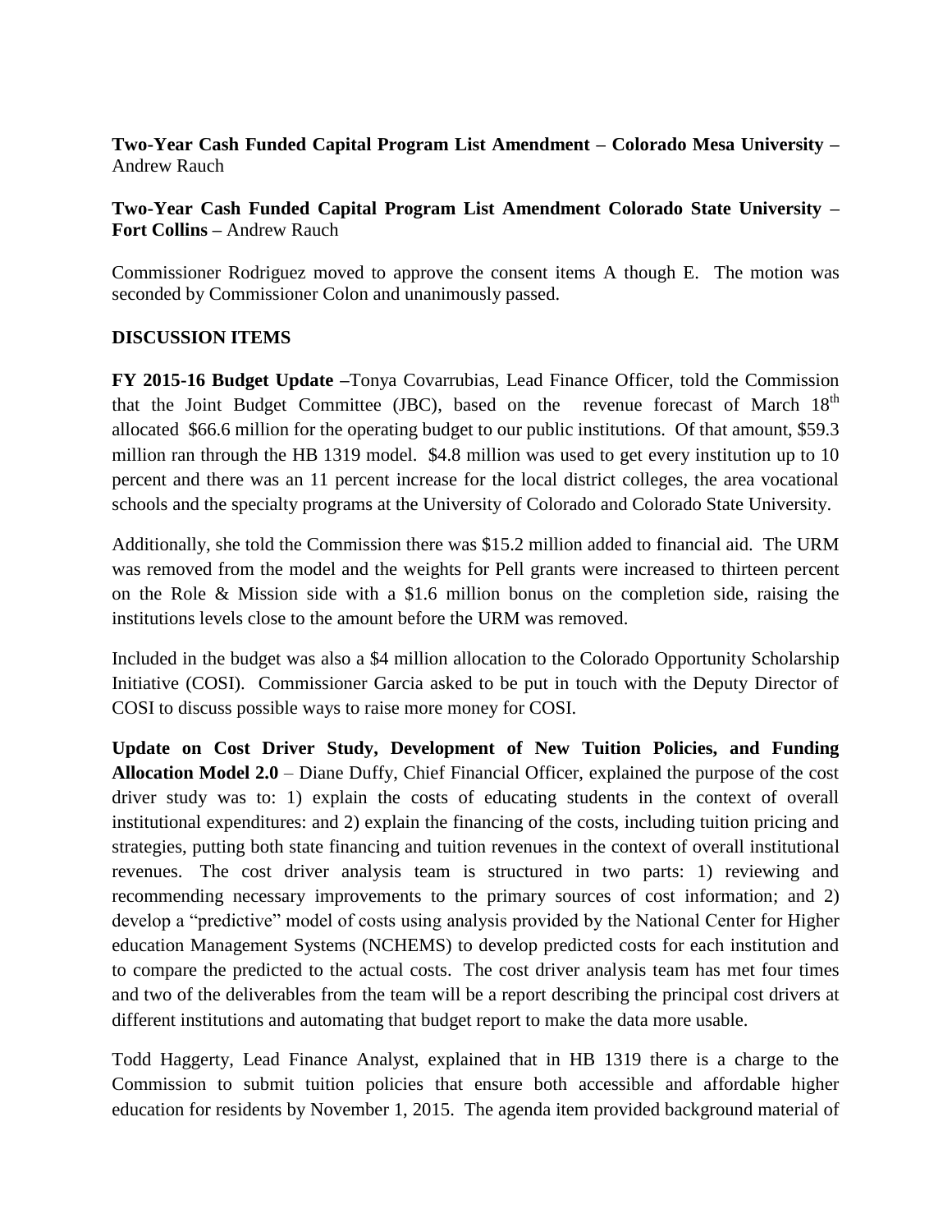**Two-Year Cash Funded Capital Program List Amendment – Colorado Mesa University –** Andrew Rauch

**Two-Year Cash Funded Capital Program List Amendment Colorado State University – Fort Collins –** Andrew Rauch

Commissioner Rodriguez moved to approve the consent items A though E. The motion was seconded by Commissioner Colon and unanimously passed.

**DISCUSSION ITEMS**

**FY 2015-16 Budget Update –**Tonya Covarrubias, Lead Finance Officer, told the Commission that the Joint Budget Committee (JBC), based on the revenue forecast of March 18th allocated $66.6 million for the operating budget to our public institutions. Of that amount, $59.3 million ran through the HB 1319 model. $4.8 million was used to get every institution up to 10 percent and there was an 11 percent increase for the local district colleges, the area vocational schools and the specialty programs at the University of Colorado and Colorado State University.

Additionally, she told the Commission there was $15.2 million added to financial aid. The URM was removed from the model and the weights for Pell grants were increased to thirteen percent on the Role & Mission side with a $1.6 million bonus on the completion side, raising the institutions levels close to the amount before the URM was removed.

Included in the budget was also a $4 million allocation to the Colorado Opportunity Scholarship Initiative (COSI). Commissioner Garcia asked to be put in touch with the Deputy Director of COSI to discuss possible ways to raise more money for COSI.

**Update on Cost Driver Study, Development of New Tuition Policies, and Funding Allocation Model 2.0** – Diane Duffy, Chief Financial Officer, explained the purpose of the cost driver study was to: 1) explain the costs of educating students in the context of overall institutional expenditures: and 2) explain the financing of the costs, including tuition pricing and strategies, putting both state financing and tuition revenues in the context of overall institutional revenues. The cost driver analysis team is structured in two parts: 1) reviewing and recommending necessary improvements to the primary sources of cost information; and 2) develop a "predictive" model of costs using analysis provided by the National Center for Higher education Management Systems (NCHEMS) to develop predicted costs for each institution and to compare the predicted to the actual costs. The cost driver analysis team has met four times and two of the deliverables from the team will be a report describing the principal cost drivers at different institutions and automating that budget report to make the data more usable.

Todd Haggerty, Lead Finance Analyst, explained that in HB 1319 there is a charge to the Commission to submit tuition policies that ensure both accessible and affordable higher education for residents by November 1, 2015. The agenda item provided background material of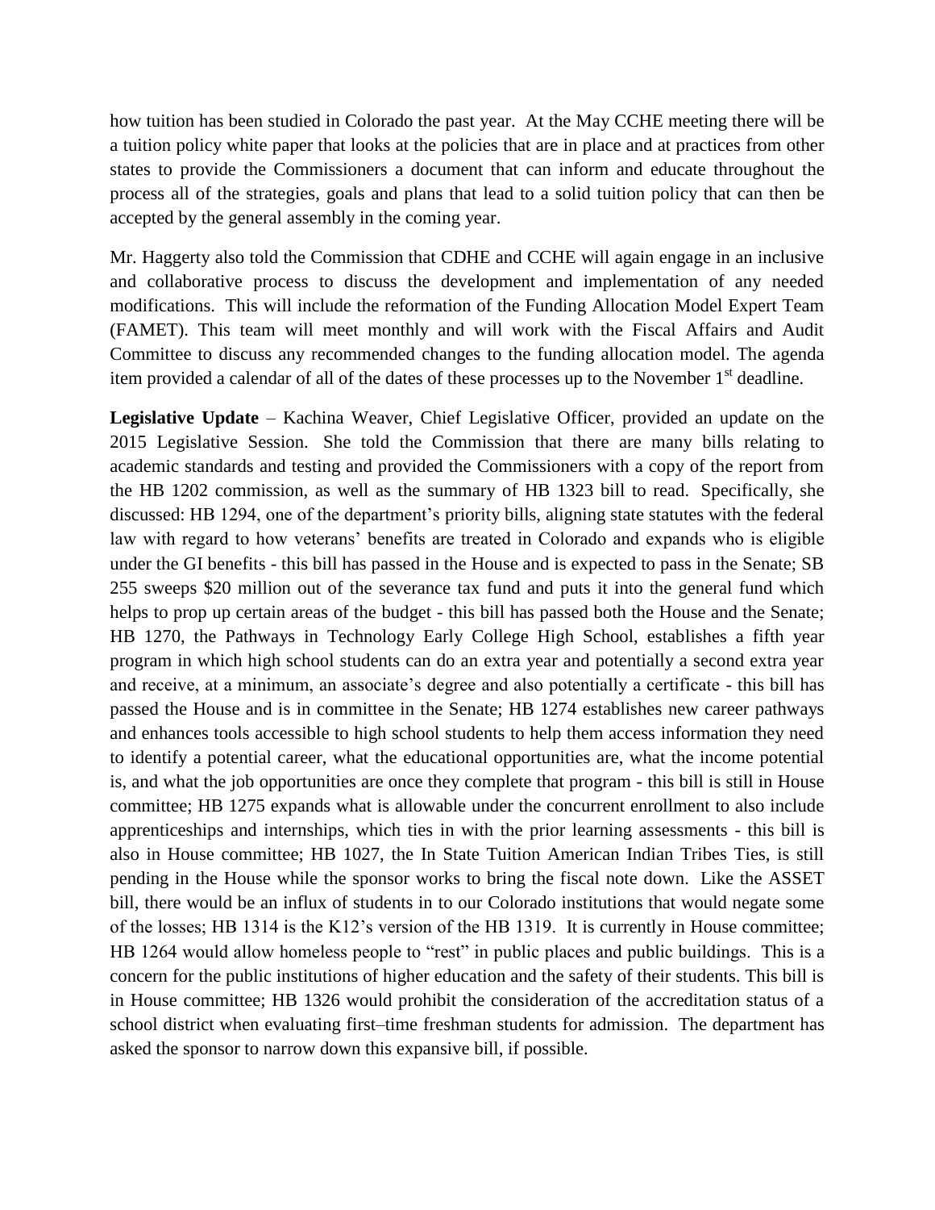how tuition has been studied in Colorado the past year. At the May CCHE meeting there will be a tuition policy white paper that looks at the policies that are in place and at practices from other states to provide the Commissioners a document that can inform and educate throughout the process all of the strategies, goals and plans that lead to a solid tuition policy that can then be accepted by the general assembly in the coming year.

Mr. Haggerty also told the Commission that CDHE and CCHE will again engage in an inclusive and collaborative process to discuss the development and implementation of any needed modifications. This will include the reformation of the Funding Allocation Model Expert Team (FAMET). This team will meet monthly and will work with the Fiscal Affairs and Audit Committee to discuss any recommended changes to the funding allocation model. The agenda item provided a calendar of all of the dates of these processes up to the November 1st deadline.

**Legislative Update** – Kachina Weaver, Chief Legislative Officer, provided an update on the 2015 Legislative Session. She told the Commission that there are many bills relating to academic standards and testing and provided the Commissioners with a copy of the report from the HB 1202 commission, as well as the summary of HB 1323 bill to read. Specifically, she discussed: HB 1294, one of the department's priority bills, aligning state statutes with the federal law with regard to how veterans' benefits are treated in Colorado and expands who is eligible under the GI benefits - this bill has passed in the House and is expected to pass in the Senate; SB 255 sweeps $20 million out of the severance tax fund and puts it into the general fund which helps to prop up certain areas of the budget - this bill has passed both the House and the Senate; HB 1270, the Pathways in Technology Early College High School, establishes a fifth year program in which high school students can do an extra year and potentially a second extra year and receive, at a minimum, an associate's degree and also potentially a certificate - this bill has passed the House and is in committee in the Senate; HB 1274 establishes new career pathways and enhances tools accessible to high school students to help them access information they need to identify a potential career, what the educational opportunities are, what the income potential is, and what the job opportunities are once they complete that program - this bill is still in House committee; HB 1275 expands what is allowable under the concurrent enrollment to also include apprenticeships and internships, which ties in with the prior learning assessments - this bill is also in House committee; HB 1027, the In State Tuition American Indian Tribes Ties, is still pending in the House while the sponsor works to bring the fiscal note down. Like the ASSET bill, there would be an influx of students in to our Colorado institutions that would negate some of the losses; HB 1314 is the K12's version of the HB 1319. It is currently in House committee; HB 1264 would allow homeless people to "rest" in public places and public buildings. This is a concern for the public institutions of higher education and the safety of their students. This bill is in House committee; HB 1326 would prohibit the consideration of the accreditation status of a school district when evaluating first–time freshman students for admission. The department has asked the sponsor to narrow down this expansive bill, if possible.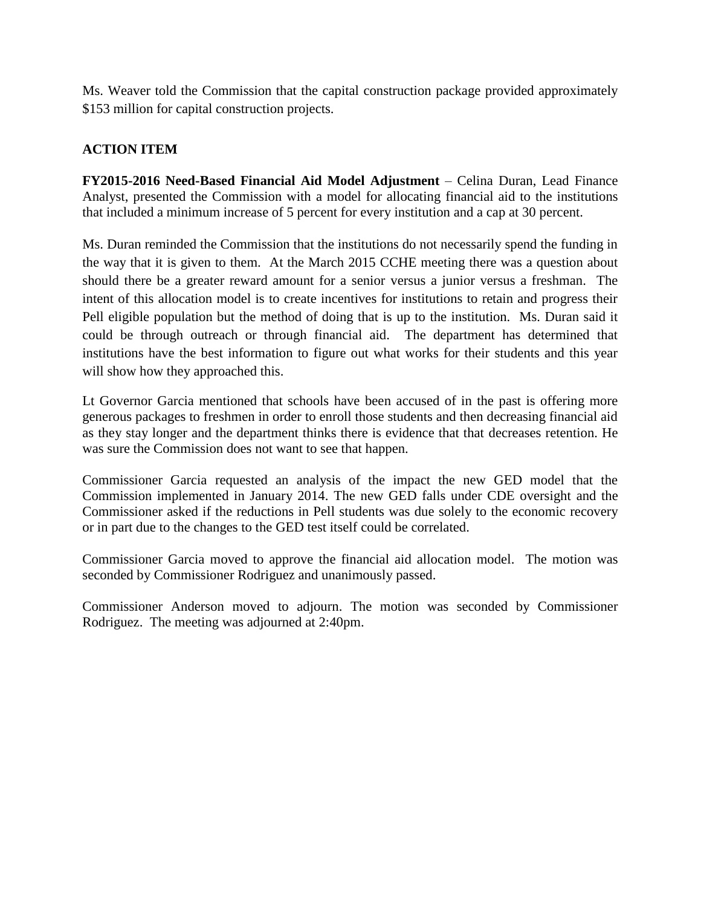Ms. Weaver told the Commission that the capital construction package provided approximately $153 million for capital construction projects.

**ACTION ITEM**

**FY2015-2016 Need-Based Financial Aid Model Adjustment** – Celina Duran, Lead Finance Analyst, presented the Commission with a model for allocating financial aid to the institutions that included a minimum increase of 5 percent for every institution and a cap at 30 percent.

Ms. Duran reminded the Commission that the institutions do not necessarily spend the funding in the way that it is given to them. At the March 2015 CCHE meeting there was a question about should there be a greater reward amount for a senior versus a junior versus a freshman. The intent of this allocation model is to create incentives for institutions to retain and progress their Pell eligible population but the method of doing that is up to the institution. Ms. Duran said it could be through outreach or through financial aid. The department has determined that institutions have the best information to figure out what works for their students and this year will show how they approached this.

Lt Governor Garcia mentioned that schools have been accused of in the past is offering more generous packages to freshmen in order to enroll those students and then decreasing financial aid as they stay longer and the department thinks there is evidence that that decreases retention. He was sure the Commission does not want to see that happen.

Commissioner Garcia requested an analysis of the impact the new GED model that the Commission implemented in January 2014. The new GED falls under CDE oversight and the Commissioner asked if the reductions in Pell students was due solely to the economic recovery or in part due to the changes to the GED test itself could be correlated.

Commissioner Garcia moved to approve the financial aid allocation model. The motion was seconded by Commissioner Rodriguez and unanimously passed.

Commissioner Anderson moved to adjourn. The motion was seconded by Commissioner Rodriguez. The meeting was adjourned at 2:40pm.